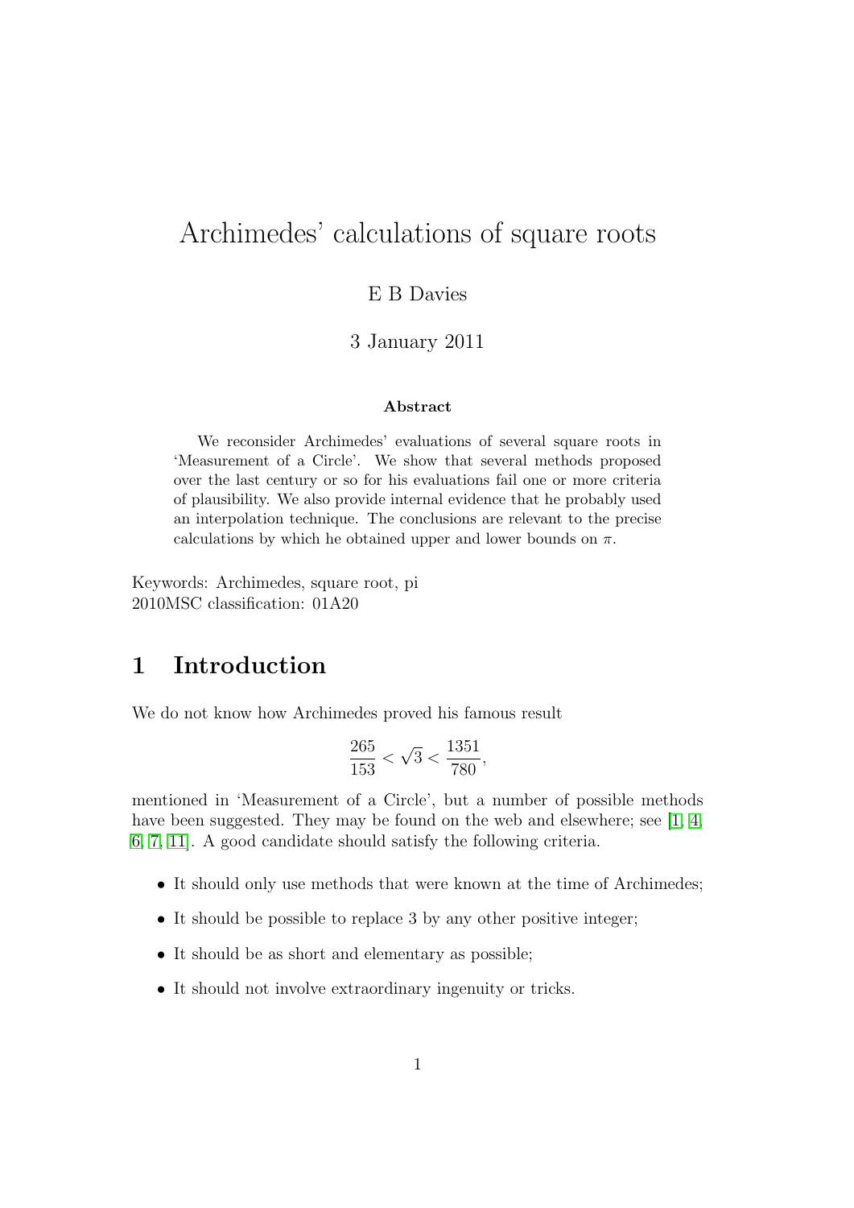# Archimedes' calculations of square roots

E B Davies

3 January 2011

### Abstract

We reconsider Archimedes' evaluations of several square roots in 'Measurement of a Circle'. We show that several methods proposed over the last century or so for his evaluations fail one or more criteria of plausibility. We also provide internal evidence that he probably used an interpolation technique. The conclusions are relevant to the precise calculations by which he obtained upper and lower bounds on $\pi$.

Keywords: Archimedes, square root, pi
2010MSC classification: 01A20

## 1 Introduction

We do not know how Archimedes proved his famous result

$$\frac{265}{153} < \sqrt{3} < \frac{1351}{780},$$

mentioned in 'Measurement of a Circle', but a number of possible methods have been suggested. They may be found on the web and elsewhere; see [1, 4, 6, 7, 11]. A good candidate should satisfy the following criteria.

- It should only use methods that were known at the time of Archimedes;
- It should be possible to replace 3 by any other positive integer;
- It should be as short and elementary as possible;
- It should not involve extraordinary ingenuity or tricks.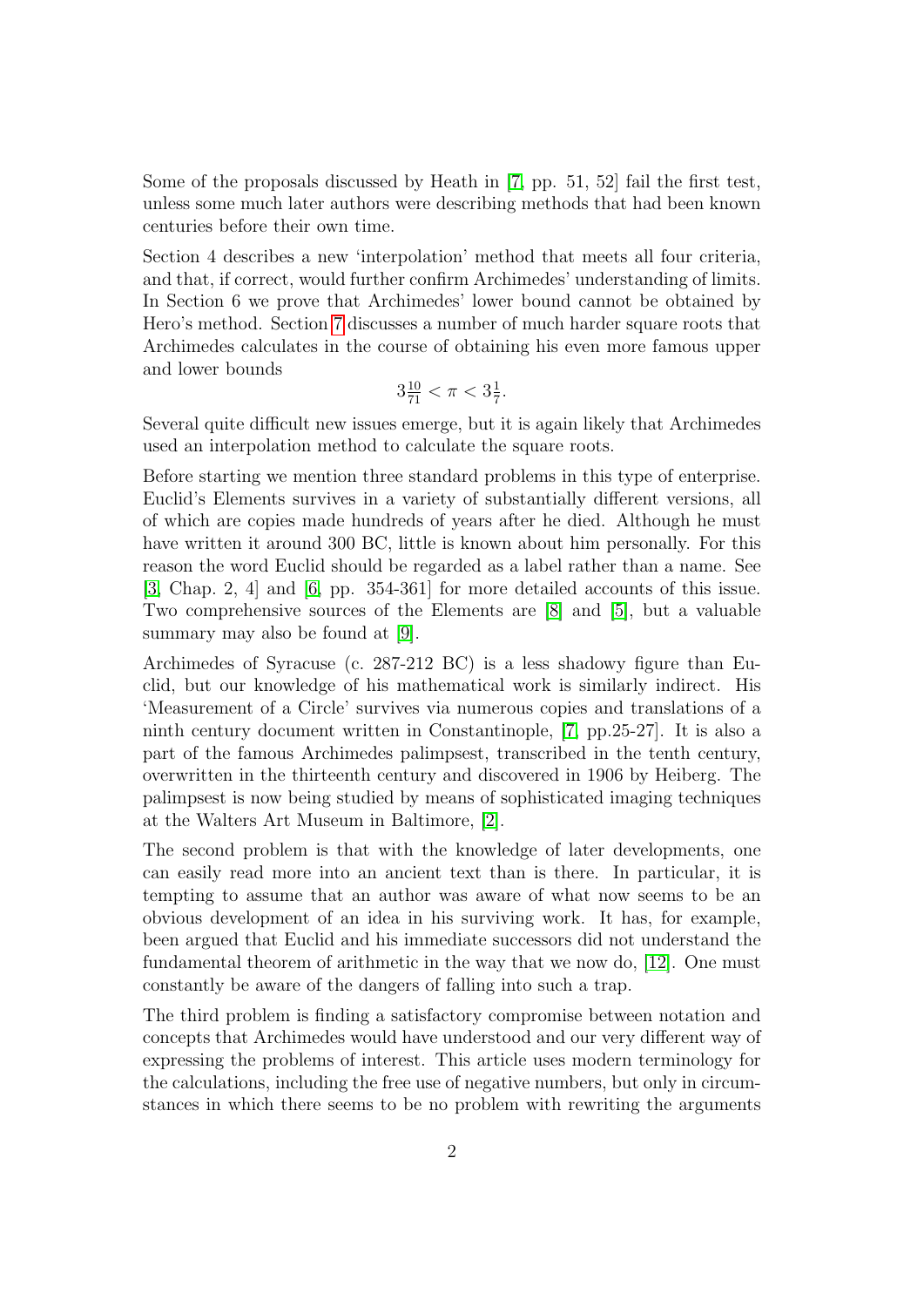Some of the proposals discussed by Heath in [7, pp. 51, 52] fail the first test, unless some much later authors were describing methods that had been known centuries before their own time.

Section 4 describes a new 'interpolation' method that meets all four criteria, and that, if correct, would further confirm Archimedes' understanding of limits. In Section 6 we prove that Archimedes' lower bound cannot be obtained by Hero's method. Section 7 discusses a number of much harder square roots that Archimedes calculates in the course of obtaining his even more famous upper and lower bounds

$$3\tfrac{10}{71} < \pi < 3\tfrac{1}{7}.$$

Several quite difficult new issues emerge, but it is again likely that Archimedes used an interpolation method to calculate the square roots.

Before starting we mention three standard problems in this type of enterprise. Euclid's Elements survives in a variety of substantially different versions, all of which are copies made hundreds of years after he died. Although he must have written it around 300 BC, little is known about him personally. For this reason the word Euclid should be regarded as a label rather than a name. See [3, Chap. 2, 4] and [6, pp. 354-361] for more detailed accounts of this issue. Two comprehensive sources of the Elements are [8] and [5], but a valuable summary may also be found at [9].

Archimedes of Syracuse (c. 287-212 BC) is a less shadowy figure than Euclid, but our knowledge of his mathematical work is similarly indirect. His 'Measurement of a Circle' survives via numerous copies and translations of a ninth century document written in Constantinople, [7, pp.25-27]. It is also a part of the famous Archimedes palimpsest, transcribed in the tenth century, overwritten in the thirteenth century and discovered in 1906 by Heiberg. The palimpsest is now being studied by means of sophisticated imaging techniques at the Walters Art Museum in Baltimore, [2].

The second problem is that with the knowledge of later developments, one can easily read more into an ancient text than is there. In particular, it is tempting to assume that an author was aware of what now seems to be an obvious development of an idea in his surviving work. It has, for example, been argued that Euclid and his immediate successors did not understand the fundamental theorem of arithmetic in the way that we now do, [12]. One must constantly be aware of the dangers of falling into such a trap.

The third problem is finding a satisfactory compromise between notation and concepts that Archimedes would have understood and our very different way of expressing the problems of interest. This article uses modern terminology for the calculations, including the free use of negative numbers, but only in circumstances in which there seems to be no problem with rewriting the arguments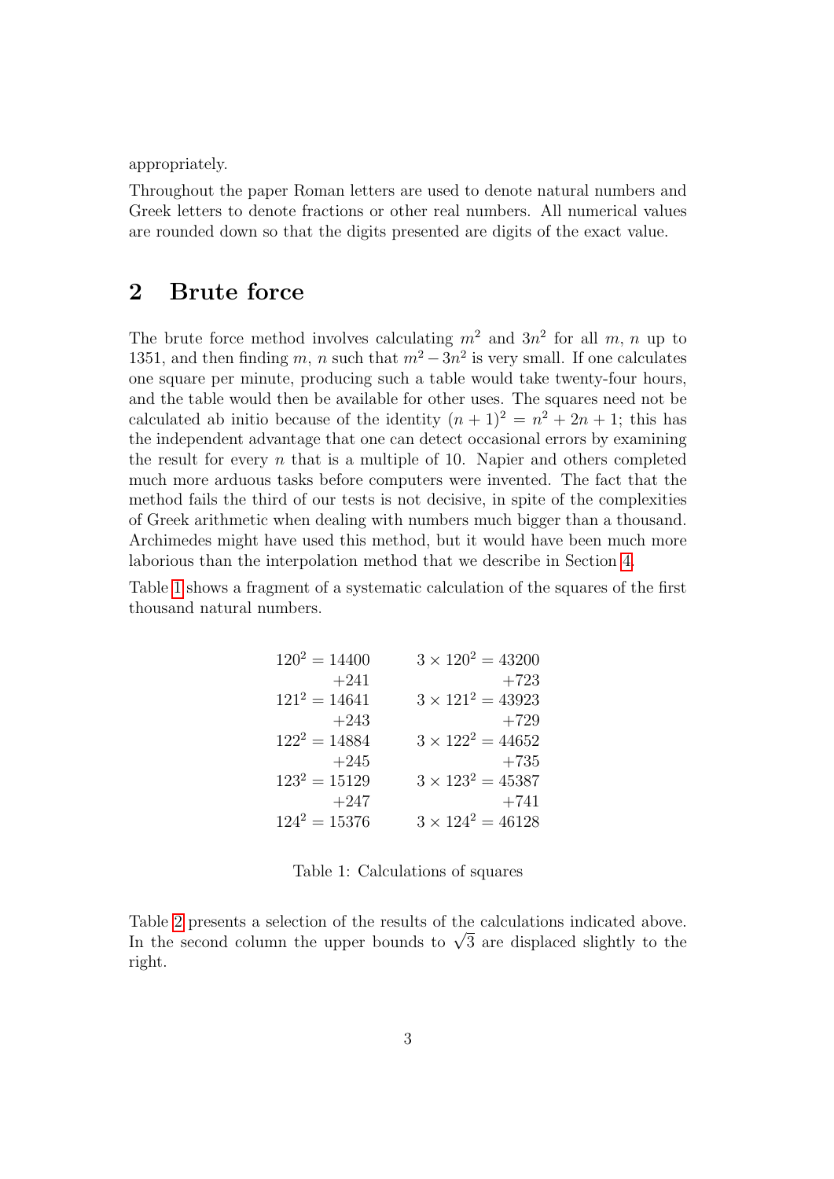appropriately.

Throughout the paper Roman letters are used to denote natural numbers and Greek letters to denote fractions or other real numbers. All numerical values are rounded down so that the digits presented are digits of the exact value.

## 2 Brute force

The brute force method involves calculating $m^2$ and $3n^2$ for all $m$, $n$ up to 1351, and then finding $m$, $n$ such that $m^2 - 3n^2$ is very small. If one calculates one square per minute, producing such a table would take twenty-four hours, and the table would then be available for other uses. The squares need not be calculated ab initio because of the identity $(n+1)^2 = n^2 + 2n + 1$; this has the independent advantage that one can detect occasional errors by examining the result for every $n$ that is a multiple of 10. Napier and others completed much more arduous tasks before computers were invented. The fact that the method fails the third of our tests is not decisive, in spite of the complexities of Greek arithmetic when dealing with numbers much bigger than a thousand. Archimedes might have used this method, but it would have been much more laborious than the interpolation method that we describe in Section 4.

Table 1 shows a fragment of a systematic calculation of the squares of the first thousand natural numbers.

| | |
|---|---|
| $120^2 = 14400$ | $3 \times 120^2 = 43200$ |
| $+241$ | $+723$ |
| $121^2 = 14641$ | $3 \times 121^2 = 43923$ |
| $+243$ | $+729$ |
| $122^2 = 14884$ | $3 \times 122^2 = 44652$ |
| $+245$ | $+735$ |
| $123^2 = 15129$ | $3 \times 123^2 = 45387$ |
| $+247$ | $+741$ |
| $124^2 = 15376$ | $3 \times 124^2 = 46128$ |

Table 1: Calculations of squares

Table 2 presents a selection of the results of the calculations indicated above. In the second column the upper bounds to $\sqrt{3}$ are displaced slightly to the right.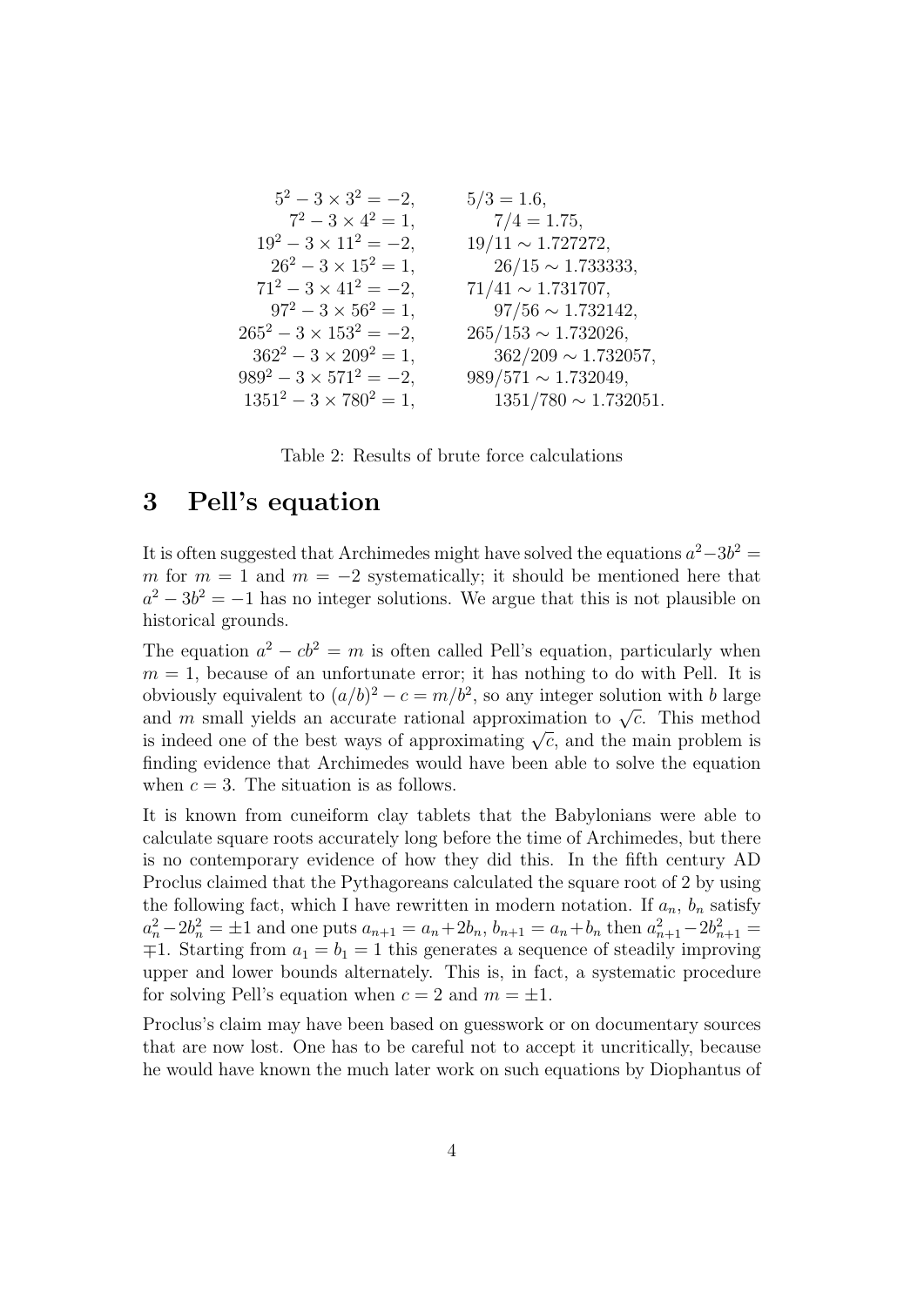$$
\begin{array}{ll}
5^2 - 3 \times 3^2 = -2, & 5/3 = 1.6, \\
7^2 - 3 \times 4^2 = 1, & 7/4 = 1.75, \\
19^2 - 3 \times 11^2 = -2, & 19/11 \sim 1.727272, \\
26^2 - 3 \times 15^2 = 1, & 26/15 \sim 1.733333, \\
71^2 - 3 \times 41^2 = -2, & 71/41 \sim 1.731707, \\
97^2 - 3 \times 56^2 = 1, & 97/56 \sim 1.732142, \\
265^2 - 3 \times 153^2 = -2, & 265/153 \sim 1.732026, \\
362^2 - 3 \times 209^2 = 1, & 362/209 \sim 1.732057, \\
989^2 - 3 \times 571^2 = -2, & 989/571 \sim 1.732049, \\
1351^2 - 3 \times 780^2 = 1, & 1351/780 \sim 1.732051.
\end{array}
$$

Table 2: Results of brute force calculations

## 3 Pell's equation

It is often suggested that Archimedes might have solved the equations $a^2 - 3b^2 = m$ for $m = 1$ and $m = -2$ systematically; it should be mentioned here that $a^2 - 3b^2 = -1$ has no integer solutions. We argue that this is not plausible on historical grounds.

The equation $a^2 - cb^2 = m$ is often called Pell's equation, particularly when $m = 1$, because of an unfortunate error; it has nothing to do with Pell. It is obviously equivalent to $(a/b)^2 - c = m/b^2$, so any integer solution with $b$ large and $m$ small yields an accurate rational approximation to $\sqrt{c}$. This method is indeed one of the best ways of approximating $\sqrt{c}$, and the main problem is finding evidence that Archimedes would have been able to solve the equation when $c = 3$. The situation is as follows.

It is known from cuneiform clay tablets that the Babylonians were able to calculate square roots accurately long before the time of Archimedes, but there is no contemporary evidence of how they did this. In the fifth century AD Proclus claimed that the Pythagoreans calculated the square root of 2 by using the following fact, which I have rewritten in modern notation. If $a_n$, $b_n$ satisfy $a_n^2 - 2b_n^2 = \pm 1$ and one puts $a_{n+1} = a_n + 2b_n$, $b_{n+1} = a_n + b_n$ then $a_{n+1}^2 - 2b_{n+1}^2 = \mp 1$. Starting from $a_1 = b_1 = 1$ this generates a sequence of steadily improving upper and lower bounds alternately. This is, in fact, a systematic procedure for solving Pell's equation when $c = 2$ and $m = \pm 1$.

Proclus's claim may have been based on guesswork or on documentary sources that are now lost. One has to be careful not to accept it uncritically, because he would have known the much later work on such equations by Diophantus of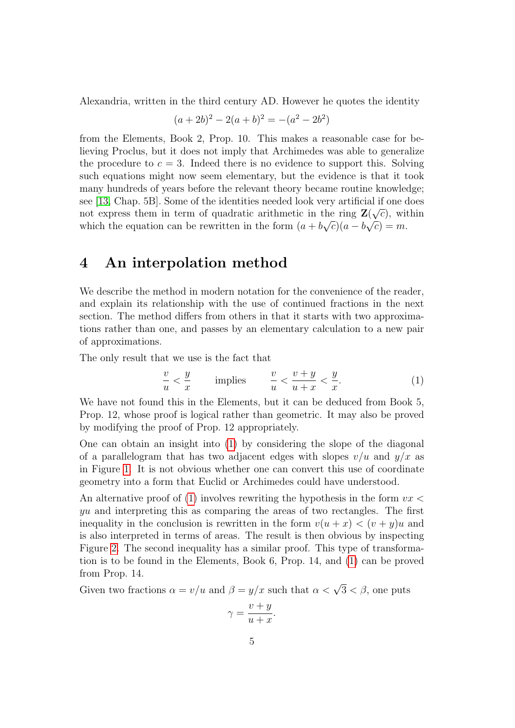Alexandria, written in the third century AD. However he quotes the identity

$$(a + 2b)^2 - 2(a + b)^2 = -(a^2 - 2b^2)$$

from the Elements, Book 2, Prop. 10. This makes a reasonable case for believing Proclus, but it does not imply that Archimedes was able to generalize the procedure to $c = 3$. Indeed there is no evidence to support this. Solving such equations might now seem elementary, but the evidence is that it took many hundreds of years before the relevant theory became routine knowledge; see [13, Chap. 5B]. Some of the identities needed look very artificial if one does not express them in term of quadratic arithmetic in the ring $\mathbf{Z}(\sqrt{c})$, within which the equation can be rewritten in the form $(a + b\sqrt{c})(a - b\sqrt{c}) = m$.

# 4 An interpolation method

We describe the method in modern notation for the convenience of the reader, and explain its relationship with the use of continued fractions in the next section. The method differs from others in that it starts with two approximations rather than one, and passes by an elementary calculation to a new pair of approximations.

The only result that we use is the fact that

$$\frac{v}{u} < \frac{y}{x} \qquad \text{implies} \qquad \frac{v}{u} < \frac{v+y}{u+x} < \frac{y}{x}. \tag{1}$$

We have not found this in the Elements, but it can be deduced from Book 5, Prop. 12, whose proof is logical rather than geometric. It may also be proved by modifying the proof of Prop. 12 appropriately.

One can obtain an insight into (1) by considering the slope of the diagonal of a parallelogram that has two adjacent edges with slopes $v/u$ and $y/x$ as in Figure 1. It is not obvious whether one can convert this use of coordinate geometry into a form that Euclid or Archimedes could have understood.

An alternative proof of (1) involves rewriting the hypothesis in the form $vx < yu$ and interpreting this as comparing the areas of two rectangles. The first inequality in the conclusion is rewritten in the form $v(u + x) < (v + y)u$ and is also interpreted in terms of areas. The result is then obvious by inspecting Figure 2. The second inequality has a similar proof. This type of transformation is to be found in the Elements, Book 6, Prop. 14, and (1) can be proved from Prop. 14.

Given two fractions $\alpha = v/u$ and $\beta = y/x$ such that $\alpha < \sqrt{3} < \beta$, one puts

$$\gamma = \frac{v+y}{u+x}.$$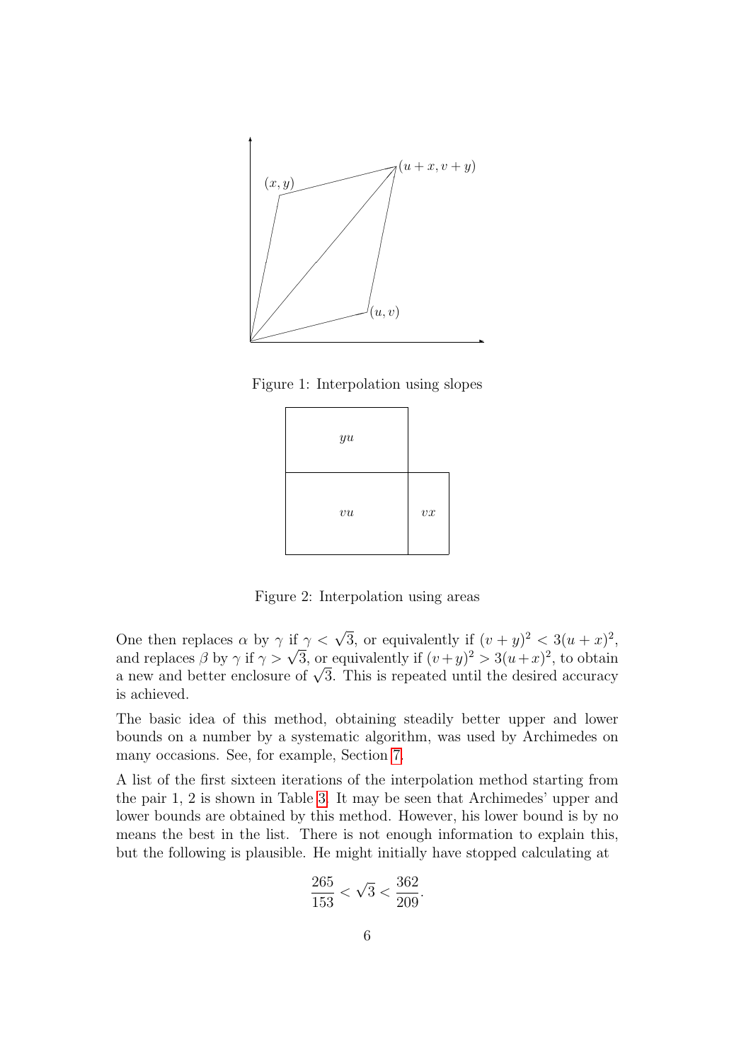Figure 1: Interpolation using slopes

Figure 2: Interpolation using areas

One then replaces $\alpha$ by $\gamma$ if $\gamma < \sqrt{3}$, or equivalently if $(v+y)^2 < 3(u+x)^2$, and replaces $\beta$ by $\gamma$ if $\gamma > \sqrt{3}$, or equivalently if $(v+y)^2 > 3(u+x)^2$, to obtain a new and better enclosure of $\sqrt{3}$. This is repeated until the desired accuracy is achieved.

The basic idea of this method, obtaining steadily better upper and lower bounds on a number by a systematic algorithm, was used by Archimedes on many occasions. See, for example, Section 7.

A list of the first sixteen iterations of the interpolation method starting from the pair 1, 2 is shown in Table 3. It may be seen that Archimedes' upper and lower bounds are obtained by this method. However, his lower bound is by no means the best in the list. There is not enough information to explain this, but the following is plausible. He might initially have stopped calculating at

$$\frac{265}{153} < \sqrt{3} < \frac{362}{209}.$$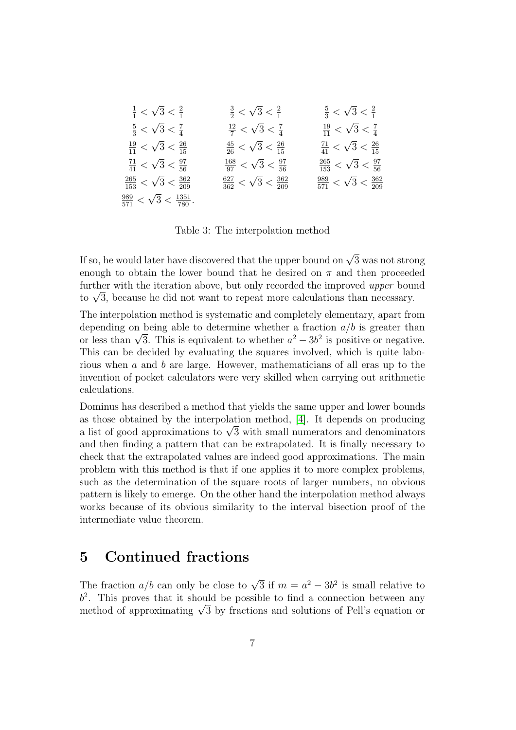$$\frac{1}{1} < \sqrt{3} < \frac{2}{1} \qquad \frac{3}{2} < \sqrt{3} < \frac{2}{1} \qquad \frac{5}{3} < \sqrt{3} < \frac{2}{1}$$

$$\frac{5}{3} < \sqrt{3} < \frac{7}{4} \qquad \frac{12}{7} < \sqrt{3} < \frac{7}{4} \qquad \frac{19}{11} < \sqrt{3} < \frac{7}{4}$$

$$\frac{19}{11} < \sqrt{3} < \frac{26}{15} \qquad \frac{45}{26} < \sqrt{3} < \frac{26}{15} \qquad \frac{71}{41} < \sqrt{3} < \frac{26}{15}$$

$$\frac{71}{41} < \sqrt{3} < \frac{97}{56} \qquad \frac{168}{97} < \sqrt{3} < \frac{97}{56} \qquad \frac{265}{153} < \sqrt{3} < \frac{97}{56}$$

$$\frac{265}{153} < \sqrt{3} < \frac{362}{209} \qquad \frac{627}{362} < \sqrt{3} < \frac{362}{209} \qquad \frac{989}{571} < \sqrt{3} < \frac{362}{209}$$

$$\frac{989}{571} < \sqrt{3} < \frac{1351}{780}.$$

Table 3: The interpolation method

If so, he would later have discovered that the upper bound on $\sqrt{3}$ was not strong enough to obtain the lower bound that he desired on $\pi$ and then proceeded further with the iteration above, but only recorded the improved *upper* bound to $\sqrt{3}$, because he did not want to repeat more calculations than necessary.

The interpolation method is systematic and completely elementary, apart from depending on being able to determine whether a fraction $a/b$ is greater than or less than $\sqrt{3}$. This is equivalent to whether $a^2 - 3b^2$ is positive or negative. This can be decided by evaluating the squares involved, which is quite laborious when $a$ and $b$ are large. However, mathematicians of all eras up to the invention of pocket calculators were very skilled when carrying out arithmetic calculations.

Dominus has described a method that yields the same upper and lower bounds as those obtained by the interpolation method, [4]. It depends on producing a list of good approximations to $\sqrt{3}$ with small numerators and denominators and then finding a pattern that can be extrapolated. It is finally necessary to check that the extrapolated values are indeed good approximations. The main problem with this method is that if one applies it to more complex problems, such as the determination of the square roots of larger numbers, no obvious pattern is likely to emerge. On the other hand the interpolation method always works because of its obvious similarity to the interval bisection proof of the intermediate value theorem.

## 5 Continued fractions

The fraction $a/b$ can only be close to $\sqrt{3}$ if $m = a^2 - 3b^2$ is small relative to $b^2$. This proves that it should be possible to find a connection between any method of approximating $\sqrt{3}$ by fractions and solutions of Pell's equation or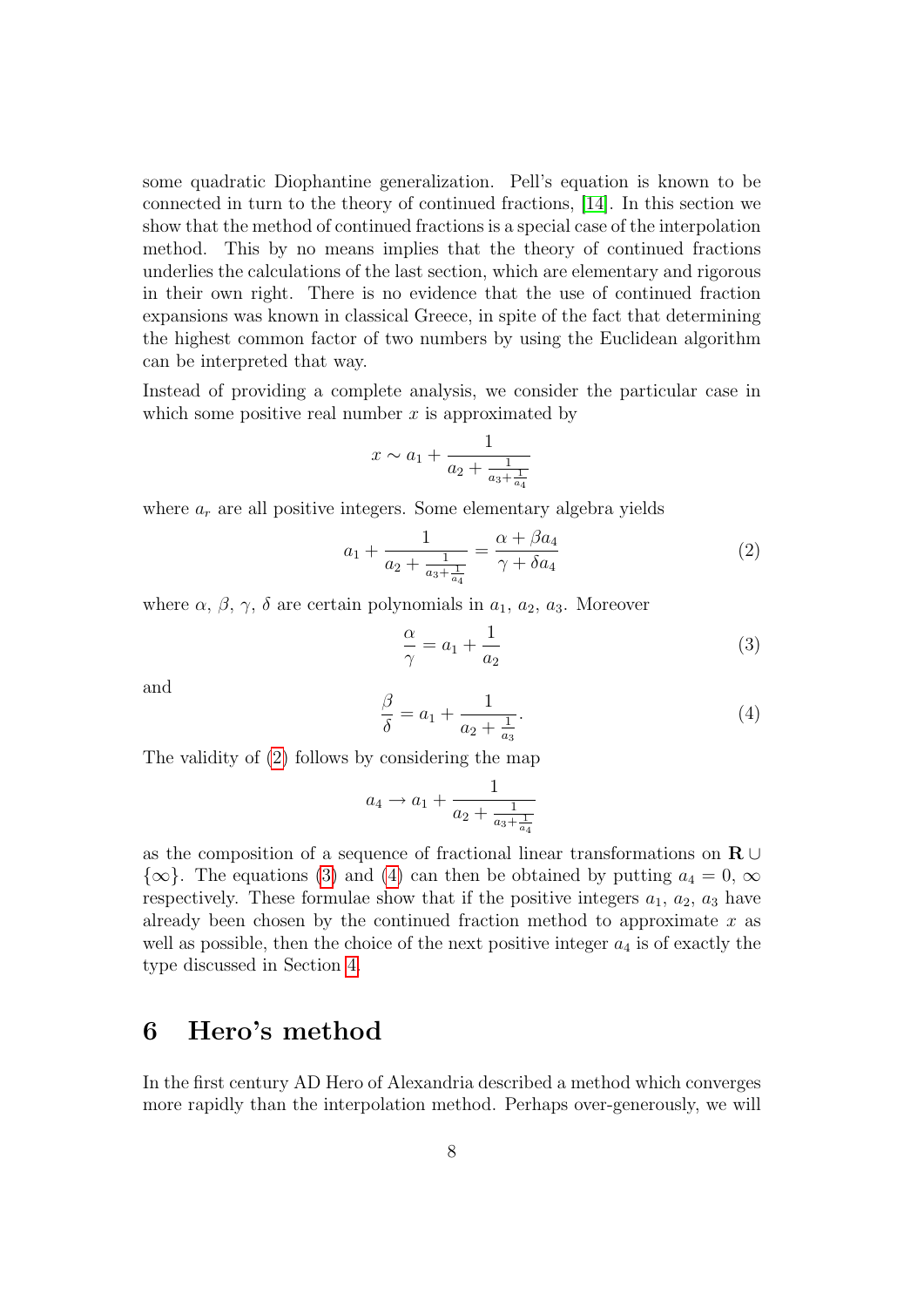some quadratic Diophantine generalization. Pell's equation is known to be connected in turn to the theory of continued fractions, [14]. In this section we show that the method of continued fractions is a special case of the interpolation method. This by no means implies that the theory of continued fractions underlies the calculations of the last section, which are elementary and rigorous in their own right. There is no evidence that the use of continued fraction expansions was known in classical Greece, in spite of the fact that determining the highest common factor of two numbers by using the Euclidean algorithm can be interpreted that way.

Instead of providing a complete analysis, we consider the particular case in which some positive real number $x$ is approximated by

$$x \sim a_1 + \frac{1}{a_2 + \frac{1}{a_3 + \frac{1}{a_4}}}$$

where $a_r$ are all positive integers. Some elementary algebra yields

$$a_1 + \frac{1}{a_2 + \frac{1}{a_3 + \frac{1}{a_4}}} = \frac{\alpha + \beta a_4}{\gamma + \delta a_4} \tag{2}$$

where $\alpha$, $\beta$, $\gamma$, $\delta$ are certain polynomials in $a_1$, $a_2$, $a_3$. Moreover

$$\frac{\alpha}{\gamma} = a_1 + \frac{1}{a_2} \tag{3}$$

and

$$\frac{\beta}{\delta} = a_1 + \frac{1}{a_2 + \frac{1}{a_3}}. \tag{4}$$

The validity of (2) follows by considering the map

$$a_4 \to a_1 + \frac{1}{a_2 + \frac{1}{a_3 + \frac{1}{a_4}}}$$

as the composition of a sequence of fractional linear transformations on $\mathbf{R} \cup \{\infty\}$. The equations (3) and (4) can then be obtained by putting $a_4 = 0, \infty$ respectively. These formulae show that if the positive integers $a_1$, $a_2$, $a_3$ have already been chosen by the continued fraction method to approximate $x$ as well as possible, then the choice of the next positive integer $a_4$ is of exactly the type discussed in Section 4.

# 6 Hero's method

In the first century AD Hero of Alexandria described a method which converges more rapidly than the interpolation method. Perhaps over-generously, we will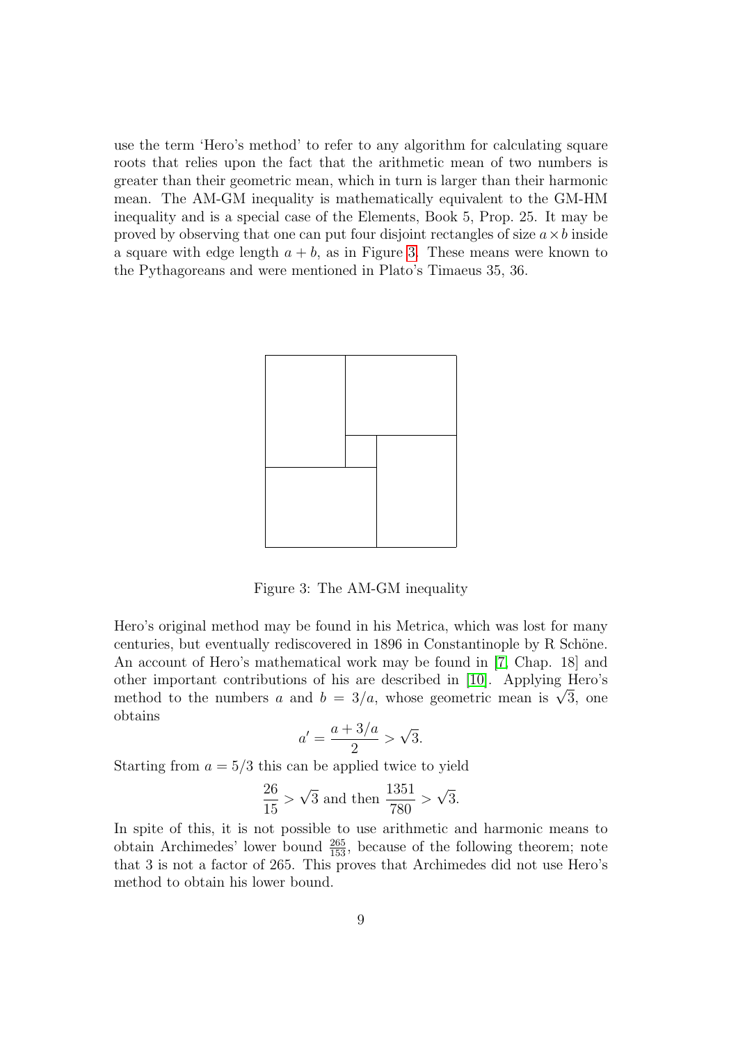use the term 'Hero's method' to refer to any algorithm for calculating square roots that relies upon the fact that the arithmetic mean of two numbers is greater than their geometric mean, which in turn is larger than their harmonic mean. The AM-GM inequality is mathematically equivalent to the GM-HM inequality and is a special case of the Elements, Book 5, Prop. 25. It may be proved by observing that one can put four disjoint rectangles of size $a \times b$ inside a square with edge length $a + b$, as in Figure 3. These means were known to the Pythagoreans and were mentioned in Plato's Timaeus 35, 36.

Figure 3: The AM-GM inequality

Hero's original method may be found in his Metrica, which was lost for many centuries, but eventually rediscovered in 1896 in Constantinople by R Schöne. An account of Hero's mathematical work may be found in [7, Chap. 18] and other important contributions of his are described in [10]. Applying Hero's method to the numbers $a$ and $b = 3/a$, whose geometric mean is $\sqrt{3}$, one obtains

$$a' = \frac{a + 3/a}{2} > \sqrt{3}.$$

Starting from $a = 5/3$ this can be applied twice to yield

$$\frac{26}{15} > \sqrt{3} \text{ and then } \frac{1351}{780} > \sqrt{3}.$$

In spite of this, it is not possible to use arithmetic and harmonic means to obtain Archimedes' lower bound $\frac{265}{153}$, because of the following theorem; note that 3 is not a factor of 265. This proves that Archimedes did not use Hero's method to obtain his lower bound.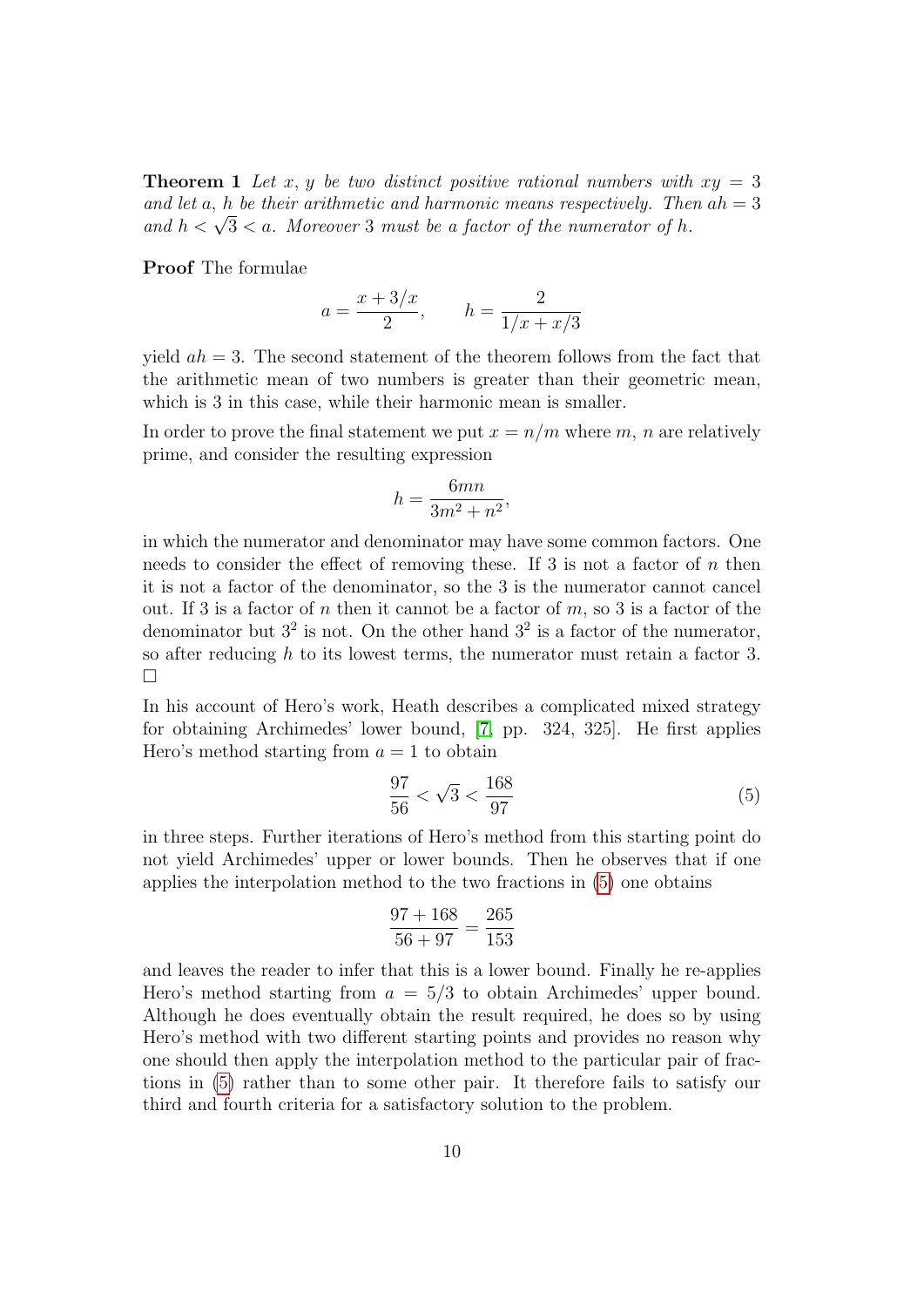**Theorem 1** *Let $x$, $y$ be two distinct positive rational numbers with $xy = 3$ and let $a$, $h$ be their arithmetic and harmonic means respectively. Then $ah = 3$ and $h < \sqrt{3} < a$. Moreover 3 must be a factor of the numerator of $h$.*

**Proof** The formulae

$$a = \frac{x + 3/x}{2}, \qquad h = \frac{2}{1/x + x/3}$$

yield $ah = 3$. The second statement of the theorem follows from the fact that the arithmetic mean of two numbers is greater than their geometric mean, which is 3 in this case, while their harmonic mean is smaller.

In order to prove the final statement we put $x = n/m$ where $m$, $n$ are relatively prime, and consider the resulting expression

$$h = \frac{6mn}{3m^2 + n^2},$$

in which the numerator and denominator may have some common factors. One needs to consider the effect of removing these. If 3 is not a factor of $n$ then it is not a factor of the denominator, so the 3 is the numerator cannot cancel out. If 3 is a factor of $n$ then it cannot be a factor of $m$, so 3 is a factor of the denominator but $3^2$ is not. On the other hand $3^2$ is a factor of the numerator, so after reducing $h$ to its lowest terms, the numerator must retain a factor 3. □

In his account of Hero's work, Heath describes a complicated mixed strategy for obtaining Archimedes' lower bound, [7, pp. 324, 325]. He first applies Hero's method starting from $a = 1$ to obtain

$$\frac{97}{56} < \sqrt{3} < \frac{168}{97} \tag{5}$$

in three steps. Further iterations of Hero's method from this starting point do not yield Archimedes' upper or lower bounds. Then he observes that if one applies the interpolation method to the two fractions in (5) one obtains

$$\frac{97 + 168}{56 + 97} = \frac{265}{153}$$

and leaves the reader to infer that this is a lower bound. Finally he re-applies Hero's method starting from $a = 5/3$ to obtain Archimedes' upper bound. Although he does eventually obtain the result required, he does so by using Hero's method with two different starting points and provides no reason why one should then apply the interpolation method to the particular pair of fractions in (5) rather than to some other pair. It therefore fails to satisfy our third and fourth criteria for a satisfactory solution to the problem.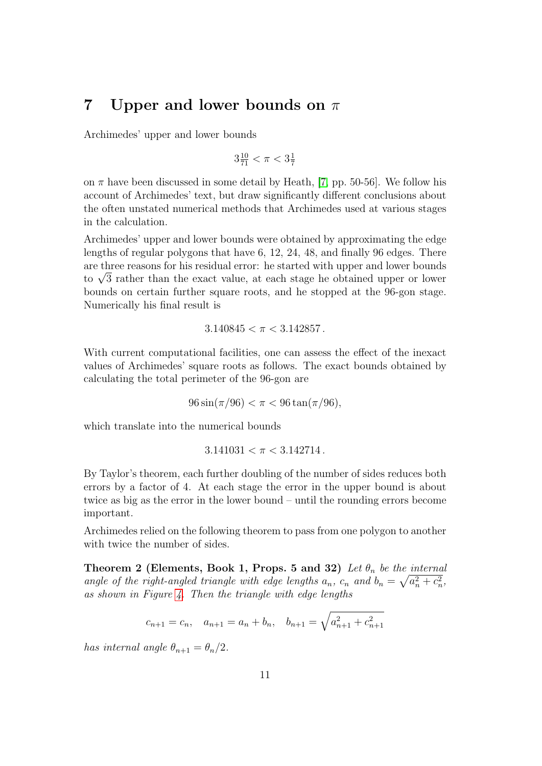## 7 Upper and lower bounds on $\pi$

Archimedes' upper and lower bounds

$$3\tfrac{10}{71} < \pi < 3\tfrac{1}{7}$$

on $\pi$ have been discussed in some detail by Heath, [7, pp. 50-56]. We follow his account of Archimedes' text, but draw significantly different conclusions about the often unstated numerical methods that Archimedes used at various stages in the calculation.

Archimedes' upper and lower bounds were obtained by approximating the edge lengths of regular polygons that have 6, 12, 24, 48, and finally 96 edges. There are three reasons for his residual error: he started with upper and lower bounds to $\sqrt{3}$ rather than the exact value, at each stage he obtained upper or lower bounds on certain further square roots, and he stopped at the 96-gon stage. Numerically his final result is

$$3.140845 < \pi < 3.142857\,.$$

With current computational facilities, one can assess the effect of the inexact values of Archimedes' square roots as follows. The exact bounds obtained by calculating the total perimeter of the 96-gon are

$$96\sin(\pi/96) < \pi < 96\tan(\pi/96),$$

which translate into the numerical bounds

$$3.141031 < \pi < 3.142714\,.$$

By Taylor's theorem, each further doubling of the number of sides reduces both errors by a factor of 4. At each stage the error in the upper bound is about twice as big as the error in the lower bound – until the rounding errors become important.

Archimedes relied on the following theorem to pass from one polygon to another with twice the number of sides.

**Theorem 2 (Elements, Book 1, Props. 5 and 32)** *Let $\theta_n$ be the internal angle of the right-angled triangle with edge lengths $a_n$, $c_n$ and $b_n = \sqrt{a_n^2 + c_n^2}$, as shown in Figure 4. Then the triangle with edge lengths*

$$c_{n+1} = c_n, \quad a_{n+1} = a_n + b_n, \quad b_{n+1} = \sqrt{a_{n+1}^2 + c_{n+1}^2}$$

*has internal angle $\theta_{n+1} = \theta_n/2$.*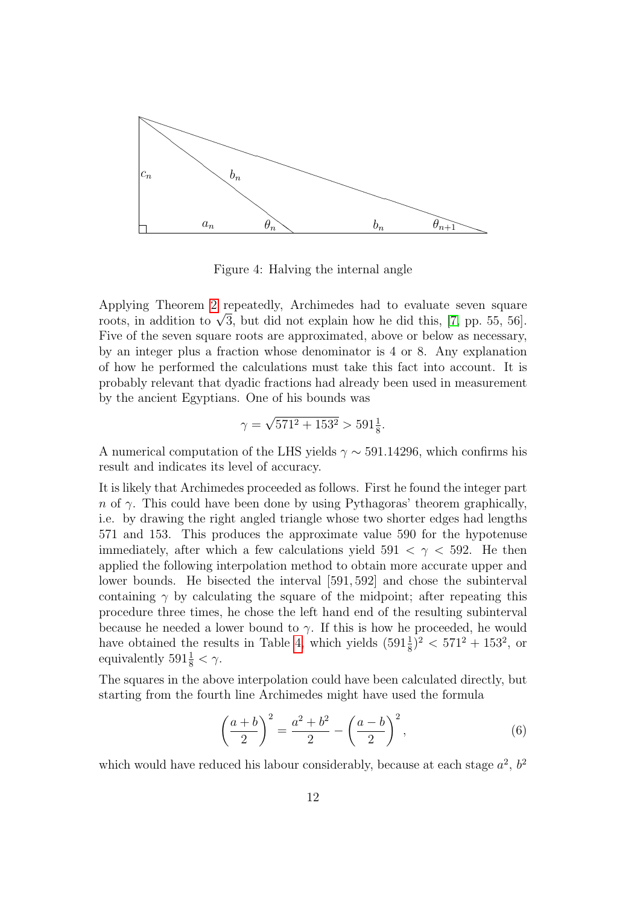Figure 4: Halving the internal angle

Applying Theorem 2 repeatedly, Archimedes had to evaluate seven square roots, in addition to $\sqrt{3}$, but did not explain how he did this, [7, pp. 55, 56]. Five of the seven square roots are approximated, above or below as necessary, by an integer plus a fraction whose denominator is 4 or 8. Any explanation of how he performed the calculations must take this fact into account. It is probably relevant that dyadic fractions had already been used in measurement by the ancient Egyptians. One of his bounds was

$$\gamma = \sqrt{571^2 + 153^2} > 591\tfrac{1}{8}.$$

A numerical computation of the LHS yields $\gamma \sim 591.14296$, which confirms his result and indicates its level of accuracy.

It is likely that Archimedes proceeded as follows. First he found the integer part $n$ of $\gamma$. This could have been done by using Pythagoras' theorem graphically, i.e. by drawing the right angled triangle whose two shorter edges had lengths 571 and 153. This produces the approximate value 590 for the hypotenuse immediately, after which a few calculations yield $591 < \gamma < 592$. He then applied the following interpolation method to obtain more accurate upper and lower bounds. He bisected the interval $[591, 592]$ and chose the subinterval containing $\gamma$ by calculating the square of the midpoint; after repeating this procedure three times, he chose the left hand end of the resulting subinterval because he needed a lower bound to $\gamma$. If this is how he proceeded, he would have obtained the results in Table 4, which yields $(591\frac{1}{8})^2 < 571^2 + 153^2$, or equivalently $591\frac{1}{8} < \gamma$.

The squares in the above interpolation could have been calculated directly, but starting from the fourth line Archimedes might have used the formula

$$\left(\frac{a+b}{2}\right)^2 = \frac{a^2+b^2}{2} - \left(\frac{a-b}{2}\right)^2, \tag{6}$$

which would have reduced his labour considerably, because at each stage $a^2$, $b^2$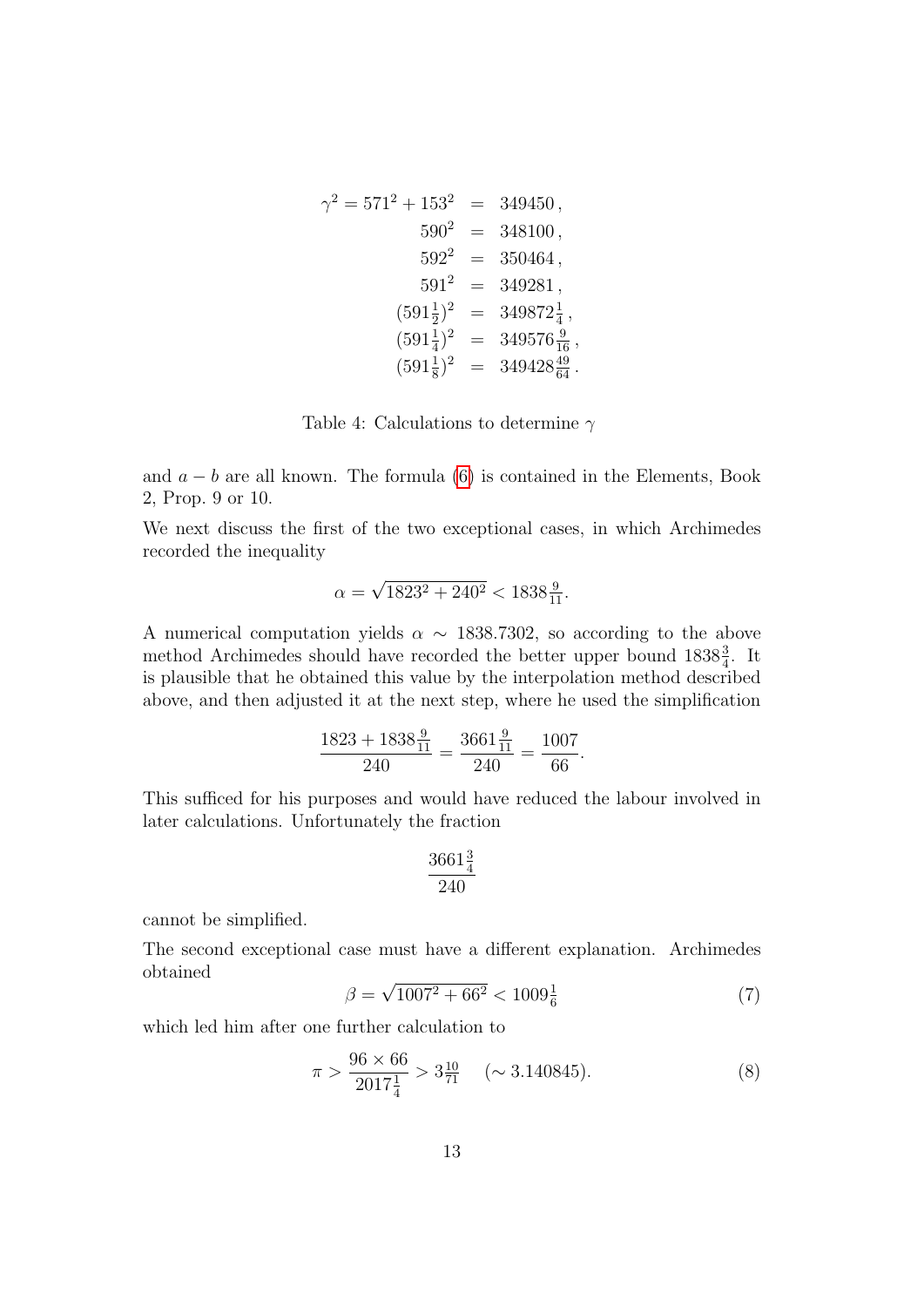$$
\begin{aligned}
\gamma^2 = 571^2 + 153^2 &= 349450\,,\\
590^2 &= 348100\,,\\
592^2 &= 350464\,,\\
591^2 &= 349281\,,\\
(591\tfrac{1}{2})^2 &= 349872\tfrac{1}{4}\,,\\
(591\tfrac{1}{4})^2 &= 349576\tfrac{9}{16}\,,\\
(591\tfrac{1}{8})^2 &= 349428\tfrac{49}{64}\,.
\end{aligned}
$$

Table 4: Calculations to determine $\gamma$

and $a - b$ are all known. The formula (6) is contained in the Elements, Book 2, Prop. 9 or 10.

We next discuss the first of the two exceptional cases, in which Archimedes recorded the inequality

$$\alpha = \sqrt{1823^2 + 240^2} < 1838\tfrac{9}{11}.$$

A numerical computation yields $\alpha \sim 1838.7302$, so according to the above method Archimedes should have recorded the better upper bound $1838\frac{3}{4}$. It is plausible that he obtained this value by the interpolation method described above, and then adjusted it at the next step, where he used the simplification

$$\frac{1823 + 1838\frac{9}{11}}{240} = \frac{3661\frac{9}{11}}{240} = \frac{1007}{66}.$$

This sufficed for his purposes and would have reduced the labour involved in later calculations. Unfortunately the fraction

$$\frac{3661\frac{3}{4}}{240}$$

cannot be simplified.

The second exceptional case must have a different explanation. Archimedes obtained

$$\beta = \sqrt{1007^2 + 66^2} < 1009\tfrac{1}{6} \tag{7}$$

which led him after one further calculation to

$$\pi > \frac{96 \times 66}{2017\frac{1}{4}} > 3\tfrac{10}{71} \quad (\sim 3.140845). \tag{8}$$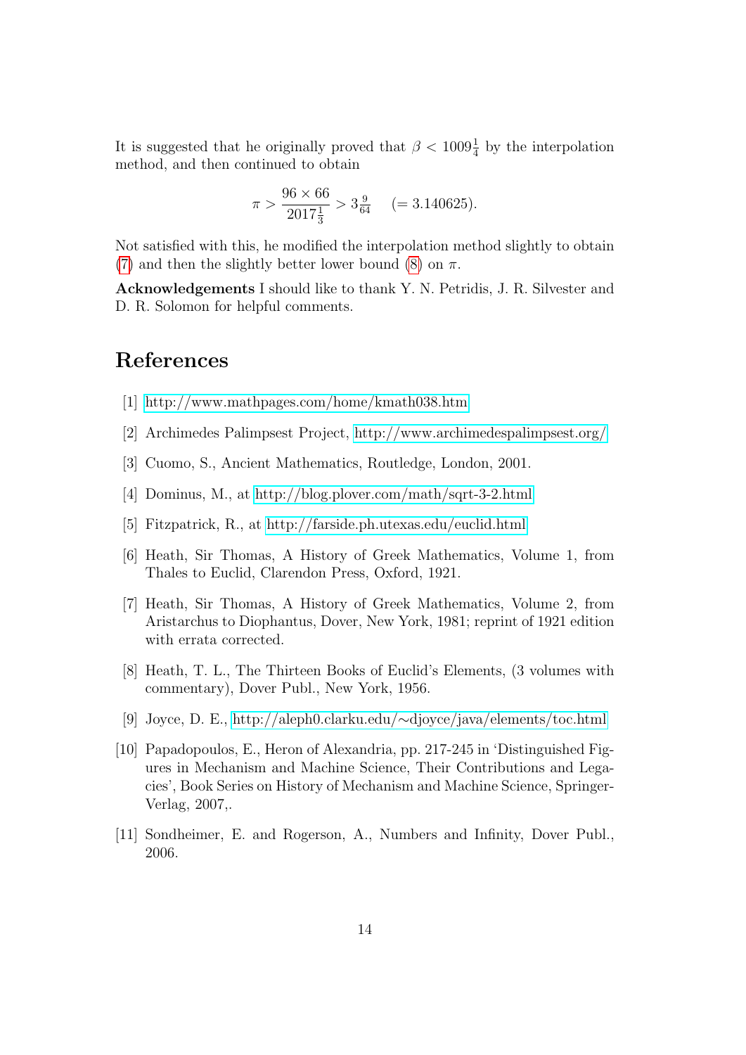It is suggested that he originally proved that $\beta < 1009\frac{1}{4}$ by the interpolation method, and then continued to obtain

$$\pi > \frac{96 \times 66}{2017\frac{1}{3}} > 3\tfrac{9}{64} \quad (= 3.140625).$$

Not satisfied with this, he modified the interpolation method slightly to obtain (7) and then the slightly better lower bound (8) on $\pi$.

**Acknowledgements** I should like to thank Y. N. Petridis, J. R. Silvester and D. R. Solomon for helpful comments.

# References

[1] http://www.mathpages.com/home/kmath038.htm

[2] Archimedes Palimpsest Project, http://www.archimedespalimpsest.org/

[3] Cuomo, S., Ancient Mathematics, Routledge, London, 2001.

[4] Dominus, M., at http://blog.plover.com/math/sqrt-3-2.html

[5] Fitzpatrick, R., at http://farside.ph.utexas.edu/euclid.html

[6] Heath, Sir Thomas, A History of Greek Mathematics, Volume 1, from Thales to Euclid, Clarendon Press, Oxford, 1921.

[7] Heath, Sir Thomas, A History of Greek Mathematics, Volume 2, from Aristarchus to Diophantus, Dover, New York, 1981; reprint of 1921 edition with errata corrected.

[8] Heath, T. L., The Thirteen Books of Euclid's Elements, (3 volumes with commentary), Dover Publ., New York, 1956.

[9] Joyce, D. E., http://aleph0.clarku.edu/∼djoyce/java/elements/toc.html

[10] Papadopoulos, E., Heron of Alexandria, pp. 217-245 in 'Distinguished Figures in Mechanism and Machine Science, Their Contributions and Legacies', Book Series on History of Mechanism and Machine Science, Springer-Verlag, 2007,.

[11] Sondheimer, E. and Rogerson, A., Numbers and Infinity, Dover Publ., 2006.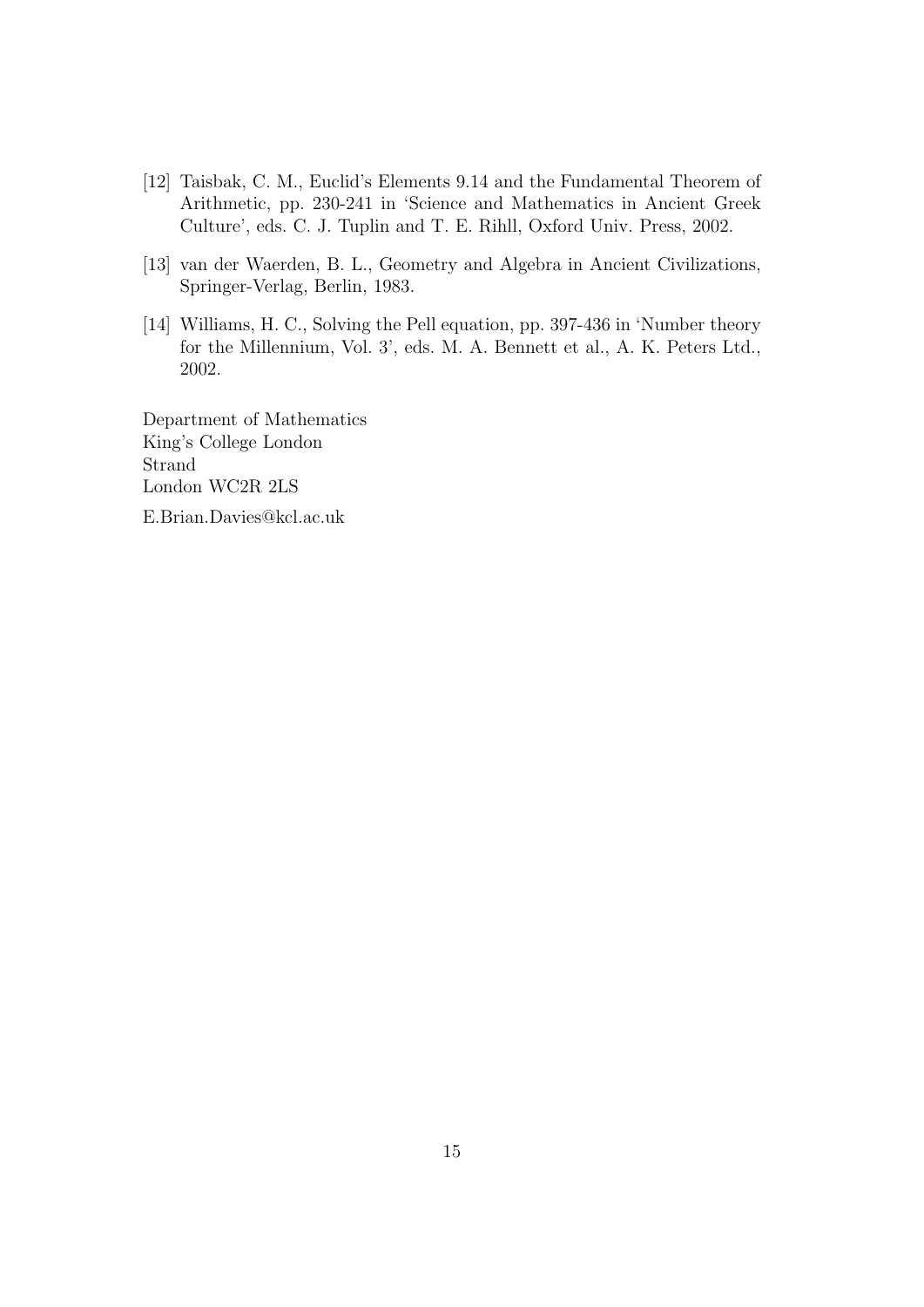[12] Taisbak, C. M., Euclid's Elements 9.14 and the Fundamental Theorem of Arithmetic, pp. 230-241 in 'Science and Mathematics in Ancient Greek Culture', eds. C. J. Tuplin and T. E. Rihll, Oxford Univ. Press, 2002.

[13] van der Waerden, B. L., Geometry and Algebra in Ancient Civilizations, Springer-Verlag, Berlin, 1983.

[14] Williams, H. C., Solving the Pell equation, pp. 397-436 in 'Number theory for the Millennium, Vol. 3', eds. M. A. Bennett et al., A. K. Peters Ltd., 2002.

Department of Mathematics
King's College London
Strand
London WC2R 2LS

E.Brian.Davies@kcl.ac.uk